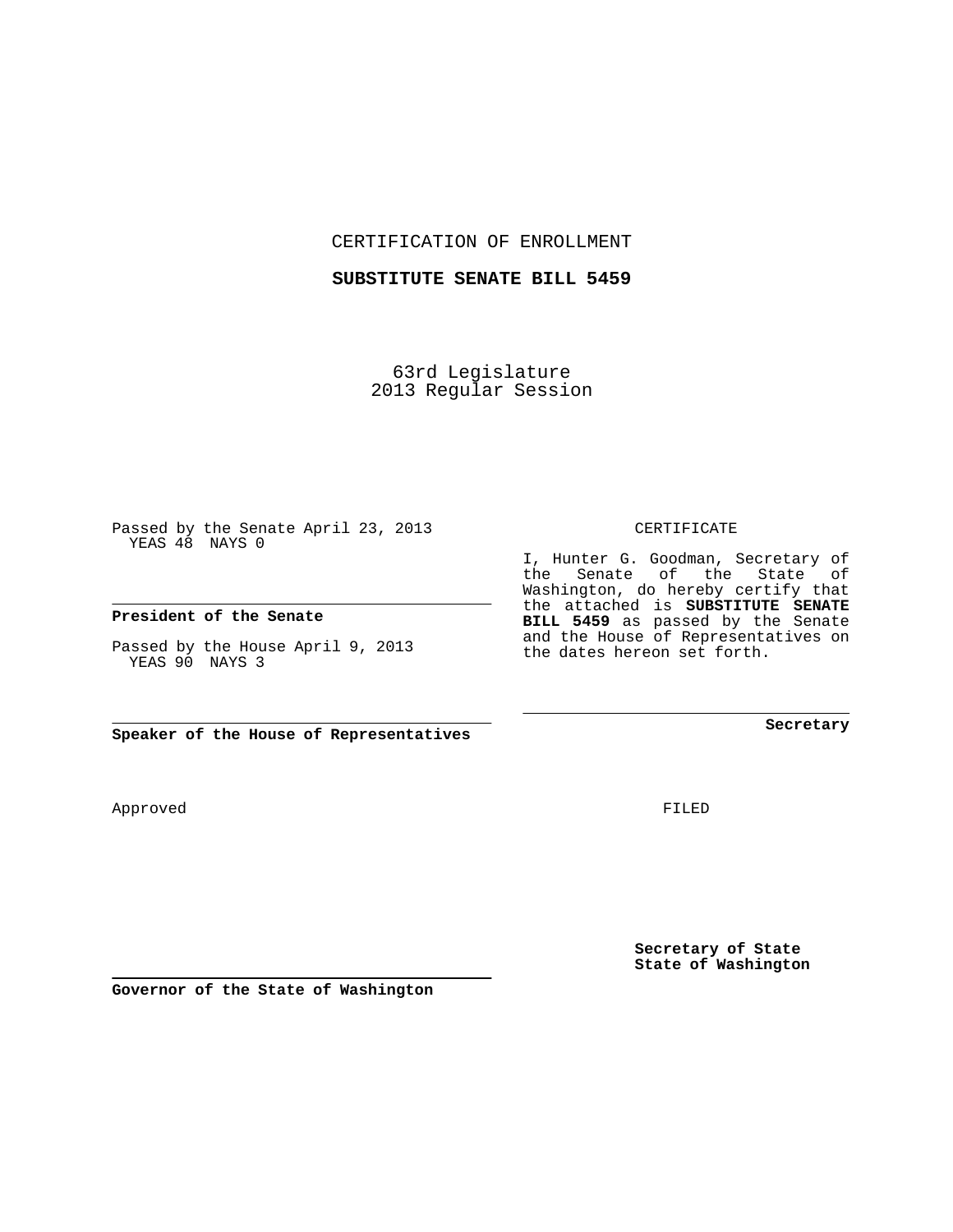CERTIFICATION OF ENROLLMENT

**SUBSTITUTE SENATE BILL 5459**

63rd Legislature
2013 Regular Session

Passed by the Senate April 23, 2013
YEAS 48 NAYS 0

**President of the Senate**

Passed by the House April 9, 2013
YEAS 90 NAYS 3

**Speaker of the House of Representatives**

CERTIFICATE

I, Hunter G. Goodman, Secretary of the Senate of the State of Washington, do hereby certify that the attached is **SUBSTITUTE SENATE BILL 5459** as passed by the Senate and the House of Representatives on the dates hereon set forth.

**Secretary**

Approved

FILED

**Secretary of State**
**State of Washington**

**Governor of the State of Washington**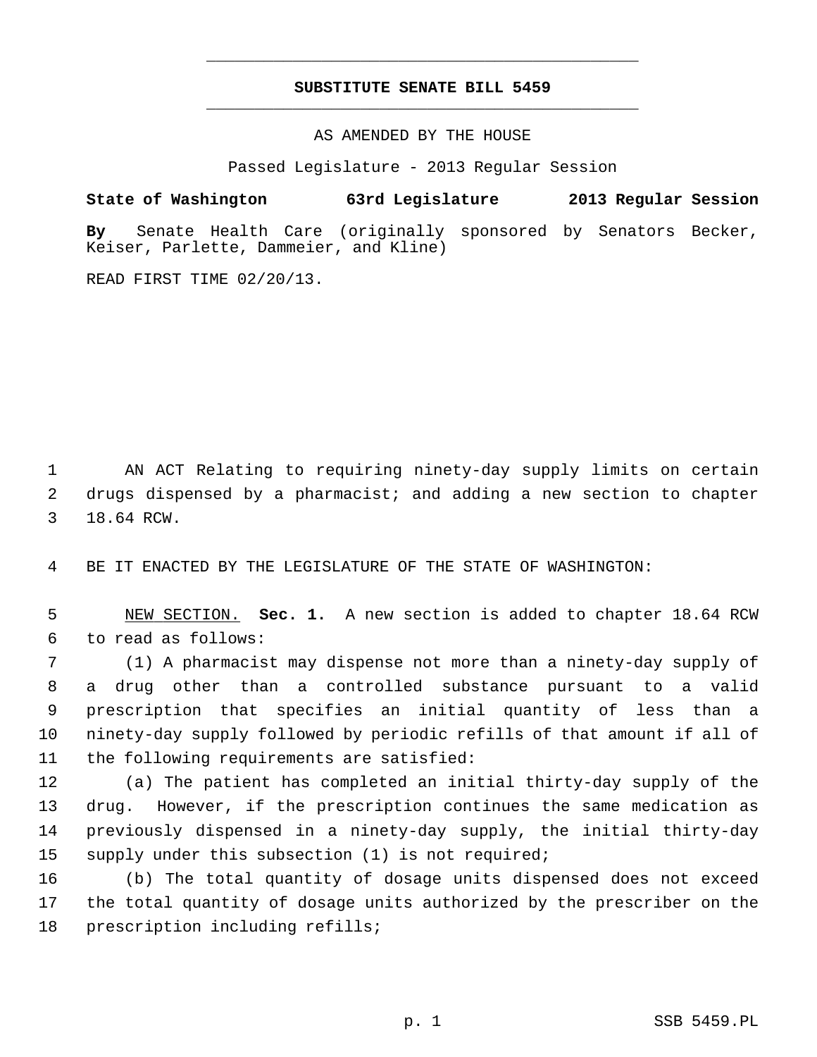# SUBSTITUTE SENATE BILL 5459

AS AMENDED BY THE HOUSE

Passed Legislature - 2013 Regular Session

**State of Washington 63rd Legislature 2013 Regular Session**

**By** Senate Health Care (originally sponsored by Senators Becker, Keiser, Parlette, Dammeier, and Kline)

READ FIRST TIME 02/20/13.

AN ACT Relating to requiring ninety-day supply limits on certain drugs dispensed by a pharmacist; and adding a new section to chapter 18.64 RCW.

BE IT ENACTED BY THE LEGISLATURE OF THE STATE OF WASHINGTON:

NEW SECTION. **Sec. 1.** A new section is added to chapter 18.64 RCW to read as follows:

(1) A pharmacist may dispense not more than a ninety-day supply of a drug other than a controlled substance pursuant to a valid prescription that specifies an initial quantity of less than a ninety-day supply followed by periodic refills of that amount if all of the following requirements are satisfied:

(a) The patient has completed an initial thirty-day supply of the drug. However, if the prescription continues the same medication as previously dispensed in a ninety-day supply, the initial thirty-day supply under this subsection (1) is not required;

(b) The total quantity of dosage units dispensed does not exceed the total quantity of dosage units authorized by the prescriber on the prescription including refills;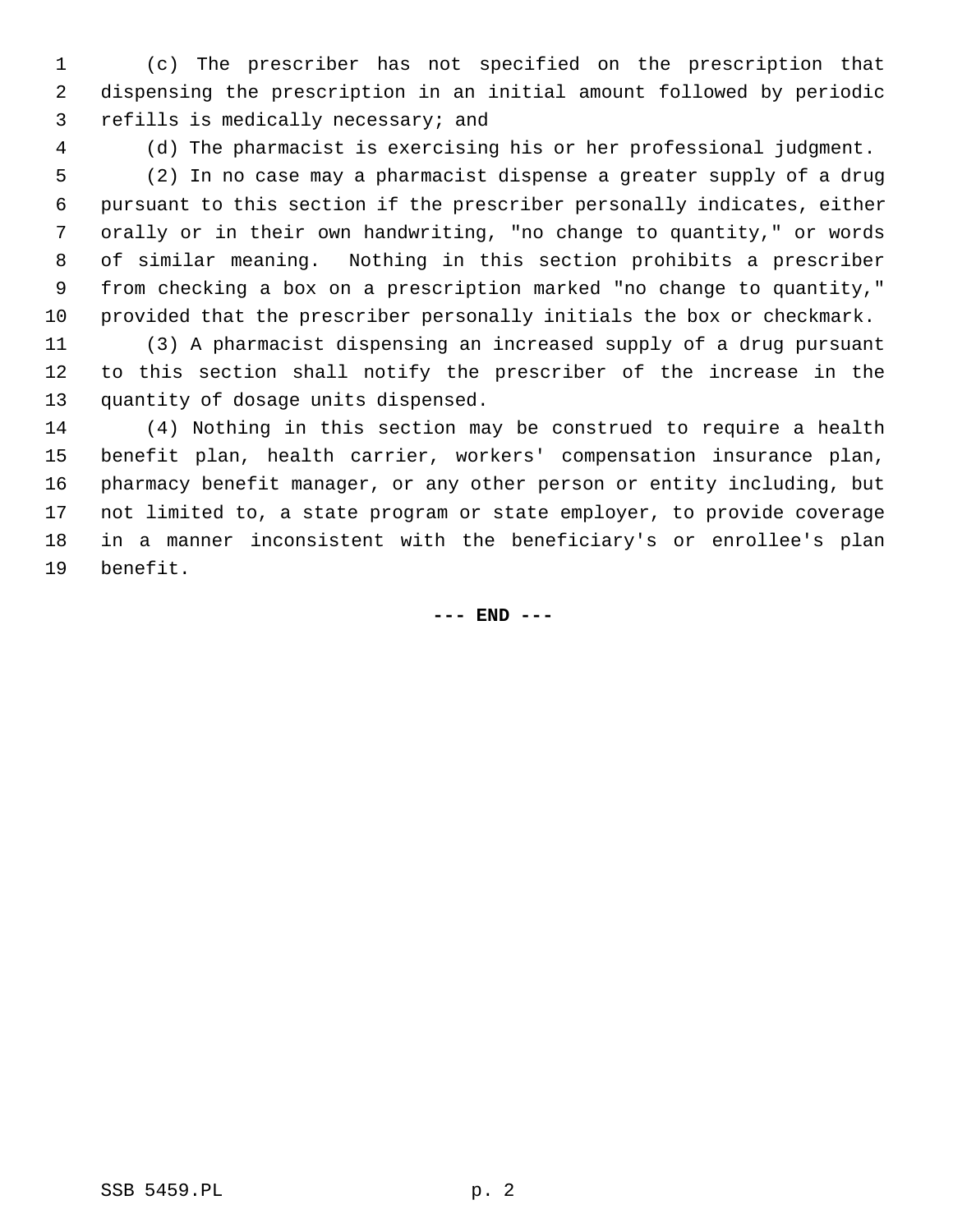(c) The prescriber has not specified on the prescription that dispensing the prescription in an initial amount followed by periodic refills is medically necessary; and

(d) The pharmacist is exercising his or her professional judgment.

(2) In no case may a pharmacist dispense a greater supply of a drug pursuant to this section if the prescriber personally indicates, either orally or in their own handwriting, "no change to quantity," or words of similar meaning. Nothing in this section prohibits a prescriber from checking a box on a prescription marked "no change to quantity," provided that the prescriber personally initials the box or checkmark.

(3) A pharmacist dispensing an increased supply of a drug pursuant to this section shall notify the prescriber of the increase in the quantity of dosage units dispensed.

(4) Nothing in this section may be construed to require a health benefit plan, health carrier, workers' compensation insurance plan, pharmacy benefit manager, or any other person or entity including, but not limited to, a state program or state employer, to provide coverage in a manner inconsistent with the beneficiary's or enrollee's plan benefit.

**--- END ---**